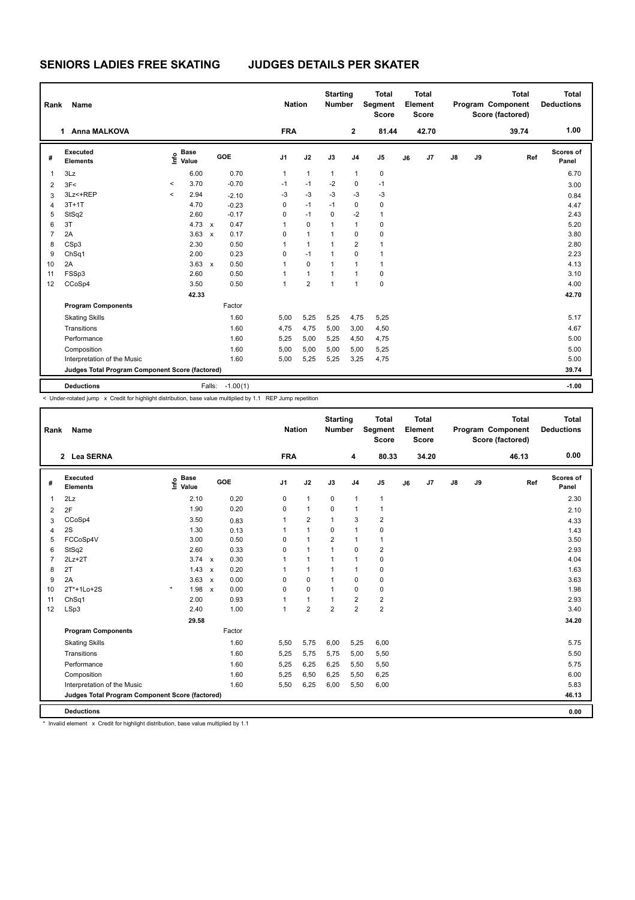# SENIORS LADIES FREE SKATING JUDGES DETAILS PER SKATER

| Rank | Name | Nation | Starting Number | Total Segment Score | Total Element Score | Total Program Component Score (factored) | Total Deductions |
|---|---|---|---|---|---|---|---|
| 1 | Anna MALKOVA | FRA | 2 | 81.44 | 42.70 | 39.74 | 1.00 |

| # | Executed Elements | Info | Base Value | | GOE | J1 | J2 | J3 | J4 | J5 | J6 | J7 | J8 | J9 | Ref | Scores of Panel |
|---|---|---|---|---|---|---|---|---|---|---|---|---|---|---|---|---|
| 1 | 3Lz | | 6.00 | | 0.70 | 1 | 1 | 1 | 1 | 0 | | | | | | 6.70 |
| 2 | 3F< | < | 3.70 | | -0.70 | -1 | -1 | -2 | 0 | -1 | | | | | | 3.00 |
| 3 | 3Lz<+REP | < | 2.94 | | -2.10 | -3 | -3 | -3 | -3 | -3 | | | | | | 0.84 |
| 4 | 3T+1T | | 4.70 | | -0.23 | 0 | -1 | -1 | 0 | 0 | | | | | | 4.47 |
| 5 | StSq2 | | 2.60 | | -0.17 | 0 | -1 | 0 | -2 | 1 | | | | | | 2.43 |
| 6 | 3T | | 4.73 | x | 0.47 | 1 | 0 | 1 | 1 | 0 | | | | | | 5.20 |
| 7 | 2A | | 3.63 | x | 0.17 | 0 | 1 | 1 | 0 | 0 | | | | | | 3.80 |
| 8 | CSp3 | | 2.30 | | 0.50 | 1 | 1 | 1 | 2 | 1 | | | | | | 2.80 |
| 9 | ChSq1 | | 2.00 | | 0.23 | 0 | -1 | 1 | 0 | 1 | | | | | | 2.23 |
| 10 | 2A | | 3.63 | x | 0.50 | 1 | 0 | 1 | 1 | 1 | | | | | | 4.13 |
| 11 | FSSp3 | | 2.60 | | 0.50 | 1 | 1 | 1 | 1 | 0 | | | | | | 3.10 |
| 12 | CCoSp4 | | 3.50 | | 0.50 | 1 | 2 | 1 | 1 | 0 | | | | | | 4.00 |
| | | | 42.33 | | | | | | | | | | | | | 42.70 |
| | **Program Components** | | | | Factor | | | | | | | | | | | |
| | Skating Skills | | | | 1.60 | 5,00 | 5,25 | 5,25 | 4,75 | 5,25 | | | | | | 5.17 |
| | Transitions | | | | 1.60 | 4,75 | 4,75 | 5,00 | 3,00 | 4,50 | | | | | | 4.67 |
| | Performance | | | | 1.60 | 5,25 | 5,00 | 5,25 | 4,50 | 4,75 | | | | | | 5.00 |
| | Composition | | | | 1.60 | 5,00 | 5,00 | 5,00 | 5,00 | 5,25 | | | | | | 5.00 |
| | Interpretation of the Music | | | | 1.60 | 5,00 | 5,25 | 5,25 | 3,25 | 4,75 | | | | | | 5.00 |
| | **Judges Total Program Component Score (factored)** | | | | | | | | | | | | | | | 39.74 |
| | **Deductions** | | | Falls: | -1.00(1) | | | | | | | | | | | -1.00 |

< Under-rotated jump x Credit for highlight distribution, base value multiplied by 1.1 REP Jump repetition

| Rank | Name | Nation | Starting Number | Total Segment Score | Total Element Score | Total Program Component Score (factored) | Total Deductions |
|---|---|---|---|---|---|---|---|
| 2 | Lea SERNA | FRA | 4 | 80.33 | 34.20 | 46.13 | 0.00 |

| # | Executed Elements | Info | Base Value | | GOE | J1 | J2 | J3 | J4 | J5 | J6 | J7 | J8 | J9 | Ref | Scores of Panel |
|---|---|---|---|---|---|---|---|---|---|---|---|---|---|---|---|---|
| 1 | 2Lz | | 2.10 | | 0.20 | 0 | 1 | 0 | 1 | 1 | | | | | | 2.30 |
| 2 | 2F | | 1.90 | | 0.20 | 0 | 1 | 0 | 1 | 1 | | | | | | 2.10 |
| 3 | CCoSp4 | | 3.50 | | 0.83 | 1 | 2 | 1 | 3 | 2 | | | | | | 4.33 |
| 4 | 2S | | 1.30 | | 0.13 | 1 | 1 | 0 | 1 | 0 | | | | | | 1.43 |
| 5 | FCCoSp4V | | 3.00 | | 0.50 | 0 | 1 | 2 | 1 | 1 | | | | | | 3.50 |
| 6 | StSq2 | | 2.60 | | 0.33 | 0 | 1 | 1 | 0 | 2 | | | | | | 2.93 |
| 7 | 2Lz+2T | | 3.74 | x | 0.30 | 1 | 1 | 1 | 1 | 0 | | | | | | 4.04 |
| 8 | 2T | | 1.43 | x | 0.20 | 1 | 1 | 1 | 1 | 0 | | | | | | 1.63 |
| 9 | 2A | | 3.63 | x | 0.00 | 0 | 0 | 1 | 0 | 0 | | | | | | 3.63 |
| 10 | 2T*+1Lo+2S | * | 1.98 | x | 0.00 | 0 | 0 | 1 | 0 | 0 | | | | | | 1.98 |
| 11 | ChSq1 | | 2.00 | | 0.93 | 1 | 1 | 1 | 2 | 2 | | | | | | 2.93 |
| 12 | LSp3 | | 2.40 | | 1.00 | 1 | 2 | 2 | 2 | 2 | | | | | | 3.40 |
| | | | 29.58 | | | | | | | | | | | | | 34.20 |
| | **Program Components** | | | | Factor | | | | | | | | | | | |
| | Skating Skills | | | | 1.60 | 5,50 | 5,75 | 6,00 | 5,25 | 6,00 | | | | | | 5.75 |
| | Transitions | | | | 1.60 | 5,25 | 5,75 | 5,75 | 5,00 | 5,50 | | | | | | 5.50 |
| | Performance | | | | 1.60 | 5,25 | 6,25 | 6,25 | 5,50 | 5,50 | | | | | | 5.75 |
| | Composition | | | | 1.60 | 5,25 | 6,50 | 6,25 | 5,50 | 6,25 | | | | | | 6.00 |
| | Interpretation of the Music | | | | 1.60 | 5,50 | 6,25 | 6,00 | 5,50 | 6,00 | | | | | | 5.83 |
| | **Judges Total Program Component Score (factored)** | | | | | | | | | | | | | | | 46.13 |
| | **Deductions** | | | | | | | | | | | | | | | 0.00 |

* Invalid element x Credit for highlight distribution, base value multiplied by 1.1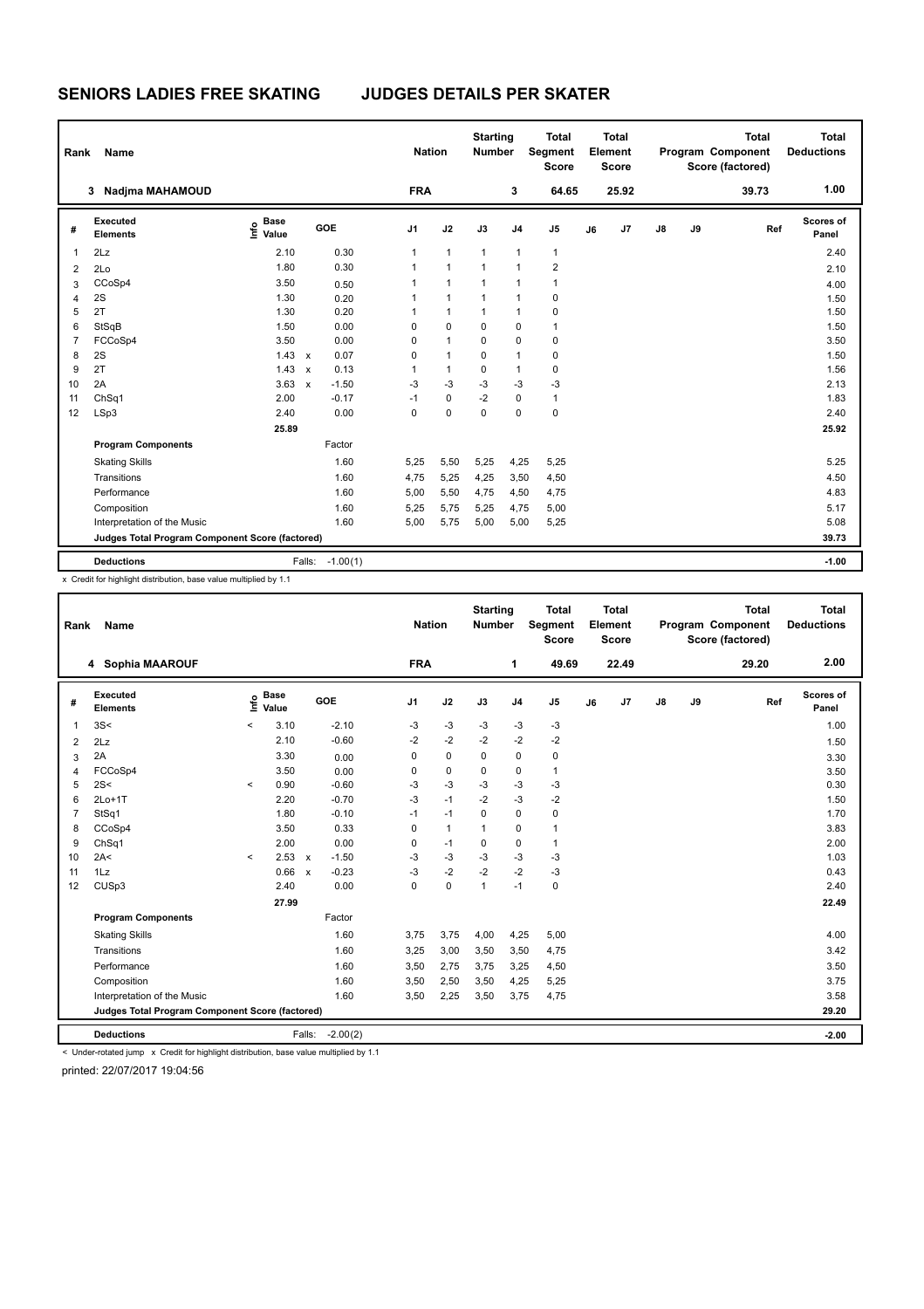# SENIORS LADIES FREE SKATING JUDGES DETAILS PER SKATER

| Rank | Name | Nation | Starting Number | Total Segment Score | Total Element Score | Total Program Component Score (factored) | Total Deductions |
|---|---|---|---|---|---|---|---|
| 3 | Nadjma MAHAMOUD | FRA | 3 | 64.65 | 25.92 | 39.73 | 1.00 |

| # | Executed Elements | Info | Base Value | | GOE | J1 | J2 | J3 | J4 | J5 | J6 | J7 | J8 | J9 | Ref | Scores of Panel |
|---|---|---|---|---|---|---|---|---|---|---|---|---|---|---|---|---|
| 1 | 2Lz | | 2.10 | | 0.30 | 1 | 1 | 1 | 1 | 1 | | | | | | 2.40 |
| 2 | 2Lo | | 1.80 | | 0.30 | 1 | 1 | 1 | 1 | 2 | | | | | | 2.10 |
| 3 | CCoSp4 | | 3.50 | | 0.50 | 1 | 1 | 1 | 1 | 1 | | | | | | 4.00 |
| 4 | 2S | | 1.30 | | 0.20 | 1 | 1 | 1 | 1 | 0 | | | | | | 1.50 |
| 5 | 2T | | 1.30 | | 0.20 | 1 | 1 | 1 | 1 | 0 | | | | | | 1.50 |
| 6 | StSqB | | 1.50 | | 0.00 | 0 | 0 | 0 | 0 | 1 | | | | | | 1.50 |
| 7 | FCCoSp4 | | 3.50 | | 0.00 | 0 | 1 | 0 | 0 | 0 | | | | | | 3.50 |
| 8 | 2S | | 1.43 | x | 0.07 | 0 | 1 | 0 | 1 | 0 | | | | | | 1.50 |
| 9 | 2T | | 1.43 | x | 0.13 | 1 | 1 | 0 | 1 | 0 | | | | | | 1.56 |
| 10 | 2A | | 3.63 | x | -1.50 | -3 | -3 | -3 | -3 | -3 | | | | | | 2.13 |
| 11 | ChSq1 | | 2.00 | | -0.17 | -1 | 0 | -2 | 0 | 1 | | | | | | 1.83 |
| 12 | LSp3 | | 2.40 | | 0.00 | 0 | 0 | 0 | 0 | 0 | | | | | | 2.40 |
| | | | 25.89 | | | | | | | | | | | | | 25.92 |
| | **Program Components** | | | | Factor | | | | | | | | | | | |
| | Skating Skills | | | | 1.60 | 5,25 | 5,50 | 5,25 | 4,25 | 5,25 | | | | | | 5.25 |
| | Transitions | | | | 1.60 | 4,75 | 5,25 | 4,25 | 3,50 | 4,50 | | | | | | 4.50 |
| | Performance | | | | 1.60 | 5,00 | 5,50 | 4,75 | 4,50 | 4,75 | | | | | | 4.83 |
| | Composition | | | | 1.60 | 5,25 | 5,75 | 5,25 | 4,75 | 5,00 | | | | | | 5.17 |
| | Interpretation of the Music | | | | 1.60 | 5,00 | 5,75 | 5,00 | 5,00 | 5,25 | | | | | | 5.08 |
| | **Judges Total Program Component Score (factored)** | | | | | | | | | | | | | | | 39.73 |
| | **Deductions** | | | Falls: | -1.00(1) | | | | | | | | | | | -1.00 |

x Credit for highlight distribution, base value multiplied by 1.1

| Rank | Name | Nation | Starting Number | Total Segment Score | Total Element Score | Total Program Component Score (factored) | Total Deductions |
|---|---|---|---|---|---|---|---|
| 4 | Sophia MAAROUF | FRA | 1 | 49.69 | 22.49 | 29.20 | 2.00 |

| # | Executed Elements | Info | Base Value | | GOE | J1 | J2 | J3 | J4 | J5 | J6 | J7 | J8 | J9 | Ref | Scores of Panel |
|---|---|---|---|---|---|---|---|---|---|---|---|---|---|---|---|---|
| 1 | 3S< | < | 3.10 | | -2.10 | -3 | -3 | -3 | -3 | -3 | | | | | | 1.00 |
| 2 | 2Lz | | 2.10 | | -0.60 | -2 | -2 | -2 | -2 | -2 | | | | | | 1.50 |
| 3 | 2A | | 3.30 | | 0.00 | 0 | 0 | 0 | 0 | 0 | | | | | | 3.30 |
| 4 | FCCoSp4 | | 3.50 | | 0.00 | 0 | 0 | 0 | 0 | 1 | | | | | | 3.50 |
| 5 | 2S< | < | 0.90 | | -0.60 | -3 | -3 | -3 | -3 | -3 | | | | | | 0.30 |
| 6 | 2Lo+1T | | 2.20 | | -0.70 | -3 | -1 | -2 | -3 | -2 | | | | | | 1.50 |
| 7 | StSq1 | | 1.80 | | -0.10 | -1 | -1 | 0 | 0 | 0 | | | | | | 1.70 |
| 8 | CCoSp4 | | 3.50 | | 0.33 | 0 | 1 | 1 | 0 | 1 | | | | | | 3.83 |
| 9 | ChSq1 | | 2.00 | | 0.00 | 0 | -1 | 0 | 0 | 1 | | | | | | 2.00 |
| 10 | 2A< | < | 2.53 | x | -1.50 | -3 | -3 | -3 | -3 | -3 | | | | | | 1.03 |
| 11 | 1Lz | | 0.66 | x | -0.23 | -3 | -2 | -2 | -2 | -3 | | | | | | 0.43 |
| 12 | CUSp3 | | 2.40 | | 0.00 | 0 | 0 | 1 | -1 | 0 | | | | | | 2.40 |
| | | | 27.99 | | | | | | | | | | | | | 22.49 |
| | **Program Components** | | | | Factor | | | | | | | | | | | |
| | Skating Skills | | | | 1.60 | 3,75 | 3,75 | 4,00 | 4,25 | 5,00 | | | | | | 4.00 |
| | Transitions | | | | 1.60 | 3,25 | 3,00 | 3,50 | 3,50 | 4,75 | | | | | | 3.42 |
| | Performance | | | | 1.60 | 3,50 | 2,75 | 3,75 | 3,25 | 4,50 | | | | | | 3.50 |
| | Composition | | | | 1.60 | 3,50 | 2,50 | 3,50 | 4,25 | 5,25 | | | | | | 3.75 |
| | Interpretation of the Music | | | | 1.60 | 3,50 | 2,25 | 3,50 | 3,75 | 4,75 | | | | | | 3.58 |
| | **Judges Total Program Component Score (factored)** | | | | | | | | | | | | | | | 29.20 |
| | **Deductions** | | | Falls: | -2.00(2) | | | | | | | | | | | -2.00 |

< Under-rotated jump x Credit for highlight distribution, base value multiplied by 1.1

printed: 22/07/2017 19:04:56